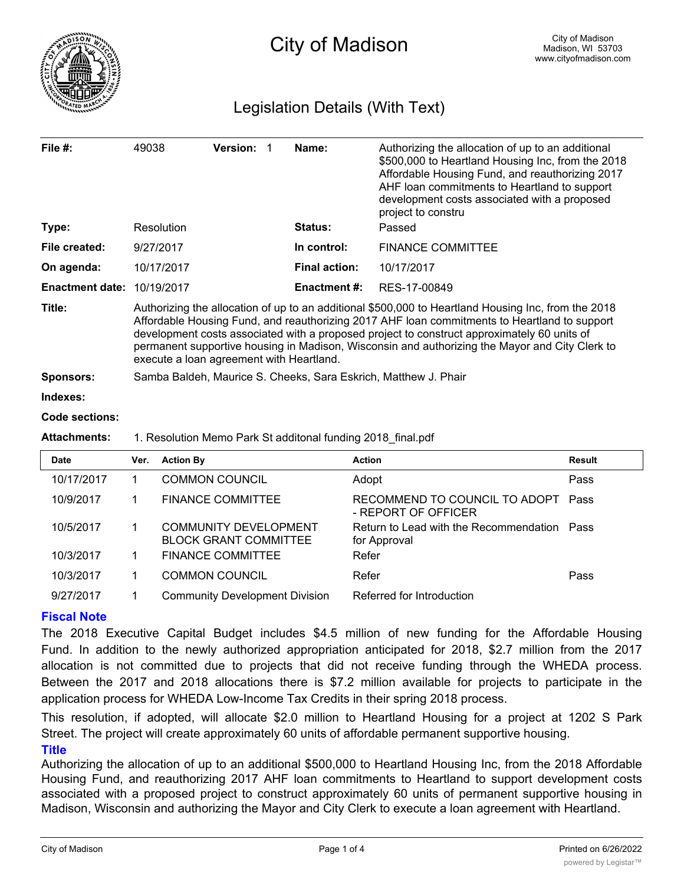# City of Madison

City of Madison
Madison, WI 53703
www.cityofmadison.com

## Legislation Details (With Text)

| | | | |
|---|---|---|---|
| **File #:** | 49038 **Version:** 1 | **Name:** | Authorizing the allocation of up to an additional $500,000 to Heartland Housing Inc, from the 2018 Affordable Housing Fund, and reauthorizing 2017 AHF loan commitments to Heartland to support development costs associated with a proposed project to constru |
| **Type:** | Resolution | **Status:** | Passed |
| **File created:** | 9/27/2017 | **In control:** | FINANCE COMMITTEE |
| **On agenda:** | 10/17/2017 | **Final action:** | 10/17/2017 |
| **Enactment date:** | 10/19/2017 | **Enactment #:** | RES-17-00849 |

**Title:** Authorizing the allocation of up to an additional $500,000 to Heartland Housing Inc, from the 2018 Affordable Housing Fund, and reauthorizing 2017 AHF loan commitments to Heartland to support development costs associated with a proposed project to construct approximately 60 units of permanent supportive housing in Madison, Wisconsin and authorizing the Mayor and City Clerk to execute a loan agreement with Heartland.

**Sponsors:** Samba Baldeh, Maurice S. Cheeks, Sara Eskrich, Matthew J. Phair

**Indexes:**

**Code sections:**

**Attachments:** 1. Resolution Memo Park St additonal funding 2018_final.pdf

| Date | Ver. | Action By | Action | Result |
|---|---|---|---|---|
| 10/17/2017 | 1 | COMMON COUNCIL | Adopt | Pass |
| 10/9/2017 | 1 | FINANCE COMMITTEE | RECOMMEND TO COUNCIL TO ADOPT - REPORT OF OFFICER | Pass |
| 10/5/2017 | 1 | COMMUNITY DEVELOPMENT BLOCK GRANT COMMITTEE | Return to Lead with the Recommendation for Approval | Pass |
| 10/3/2017 | 1 | FINANCE COMMITTEE | Refer | |
| 10/3/2017 | 1 | COMMON COUNCIL | Refer | Pass |
| 9/27/2017 | 1 | Community Development Division | Referred for Introduction | |

### Fiscal Note

The 2018 Executive Capital Budget includes $4.5 million of new funding for the Affordable Housing Fund. In addition to the newly authorized appropriation anticipated for 2018, $2.7 million from the 2017 allocation is not committed due to projects that did not receive funding through the WHEDA process. Between the 2017 and 2018 allocations there is $7.2 million available for projects to participate in the application process for WHEDA Low-Income Tax Credits in their spring 2018 process.

This resolution, if adopted, will allocate $2.0 million to Heartland Housing for a project at 1202 S Park Street. The project will create approximately 60 units of affordable permanent supportive housing.

### Title

Authorizing the allocation of up to an additional $500,000 to Heartland Housing Inc, from the 2018 Affordable Housing Fund, and reauthorizing 2017 AHF loan commitments to Heartland to support development costs associated with a proposed project to construct approximately 60 units of permanent supportive housing in Madison, Wisconsin and authorizing the Mayor and City Clerk to execute a loan agreement with Heartland.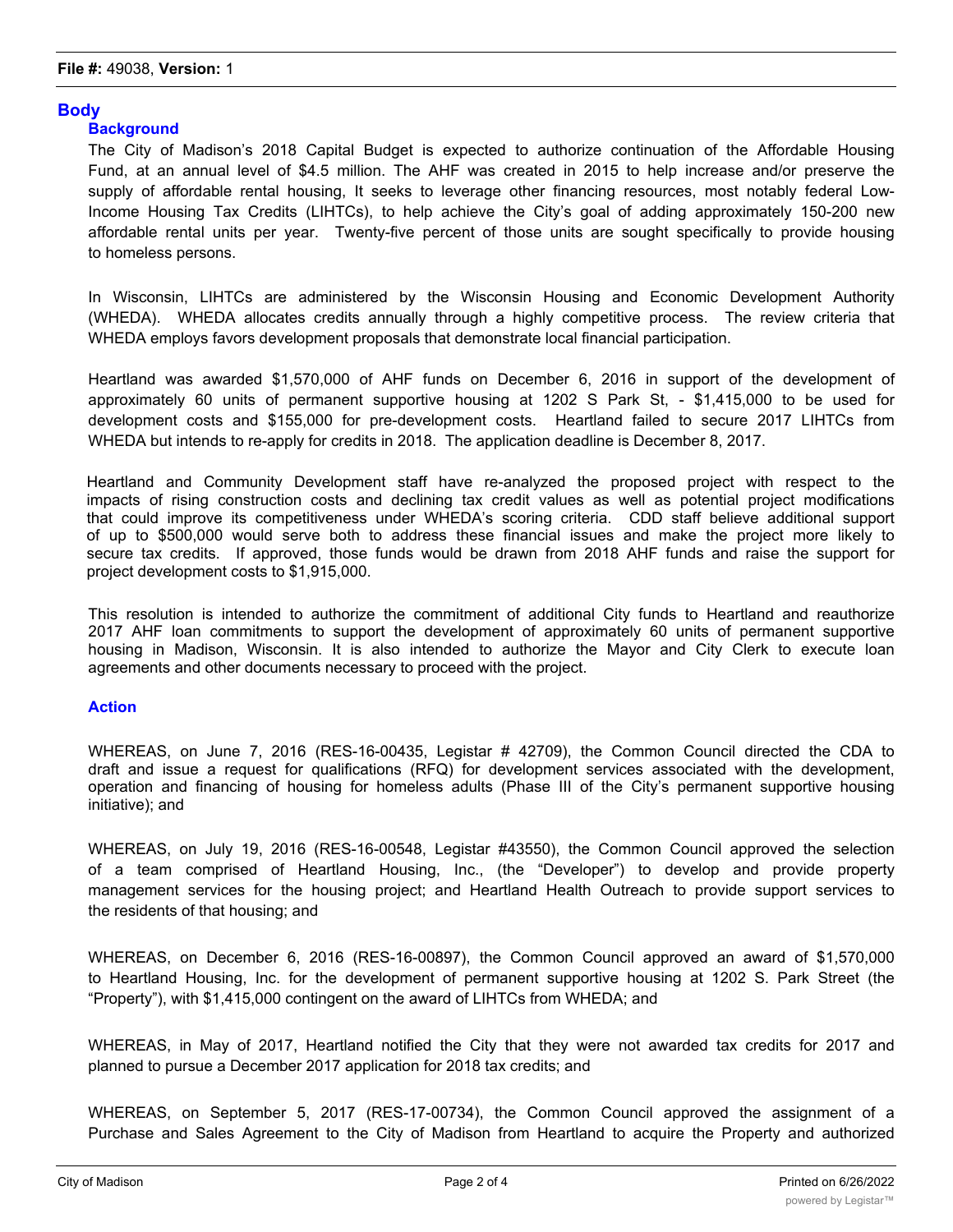**File #:** 49038, **Version:** 1

## Body

### Background

The City of Madison's 2018 Capital Budget is expected to authorize continuation of the Affordable Housing Fund, at an annual level of $4.5 million. The AHF was created in 2015 to help increase and/or preserve the supply of affordable rental housing, It seeks to leverage other financing resources, most notably federal Low-Income Housing Tax Credits (LIHTCs), to help achieve the City's goal of adding approximately 150-200 new affordable rental units per year. Twenty-five percent of those units are sought specifically to provide housing to homeless persons.

In Wisconsin, LIHTCs are administered by the Wisconsin Housing and Economic Development Authority (WHEDA). WHEDA allocates credits annually through a highly competitive process. The review criteria that WHEDA employs favors development proposals that demonstrate local financial participation.

Heartland was awarded $1,570,000 of AHF funds on December 6, 2016 in support of the development of approximately 60 units of permanent supportive housing at 1202 S Park St, - $1,415,000 to be used for development costs and $155,000 for pre-development costs. Heartland failed to secure 2017 LIHTCs from WHEDA but intends to re-apply for credits in 2018. The application deadline is December 8, 2017.

Heartland and Community Development staff have re-analyzed the proposed project with respect to the impacts of rising construction costs and declining tax credit values as well as potential project modifications that could improve its competitiveness under WHEDA's scoring criteria. CDD staff believe additional support of up to $500,000 would serve both to address these financial issues and make the project more likely to secure tax credits. If approved, those funds would be drawn from 2018 AHF funds and raise the support for project development costs to $1,915,000.

This resolution is intended to authorize the commitment of additional City funds to Heartland and reauthorize 2017 AHF loan commitments to support the development of approximately 60 units of permanent supportive housing in Madison, Wisconsin. It is also intended to authorize the Mayor and City Clerk to execute loan agreements and other documents necessary to proceed with the project.

### Action

WHEREAS, on June 7, 2016 (RES-16-00435, Legistar # 42709), the Common Council directed the CDA to draft and issue a request for qualifications (RFQ) for development services associated with the development, operation and financing of housing for homeless adults (Phase III of the City's permanent supportive housing initiative); and

WHEREAS, on July 19, 2016 (RES-16-00548, Legistar #43550), the Common Council approved the selection of a team comprised of Heartland Housing, Inc., (the "Developer") to develop and provide property management services for the housing project; and Heartland Health Outreach to provide support services to the residents of that housing; and

WHEREAS, on December 6, 2016 (RES-16-00897), the Common Council approved an award of $1,570,000 to Heartland Housing, Inc. for the development of permanent supportive housing at 1202 S. Park Street (the "Property"), with $1,415,000 contingent on the award of LIHTCs from WHEDA; and

WHEREAS, in May of 2017, Heartland notified the City that they were not awarded tax credits for 2017 and planned to pursue a December 2017 application for 2018 tax credits; and

WHEREAS, on September 5, 2017 (RES-17-00734), the Common Council approved the assignment of a Purchase and Sales Agreement to the City of Madison from Heartland to acquire the Property and authorized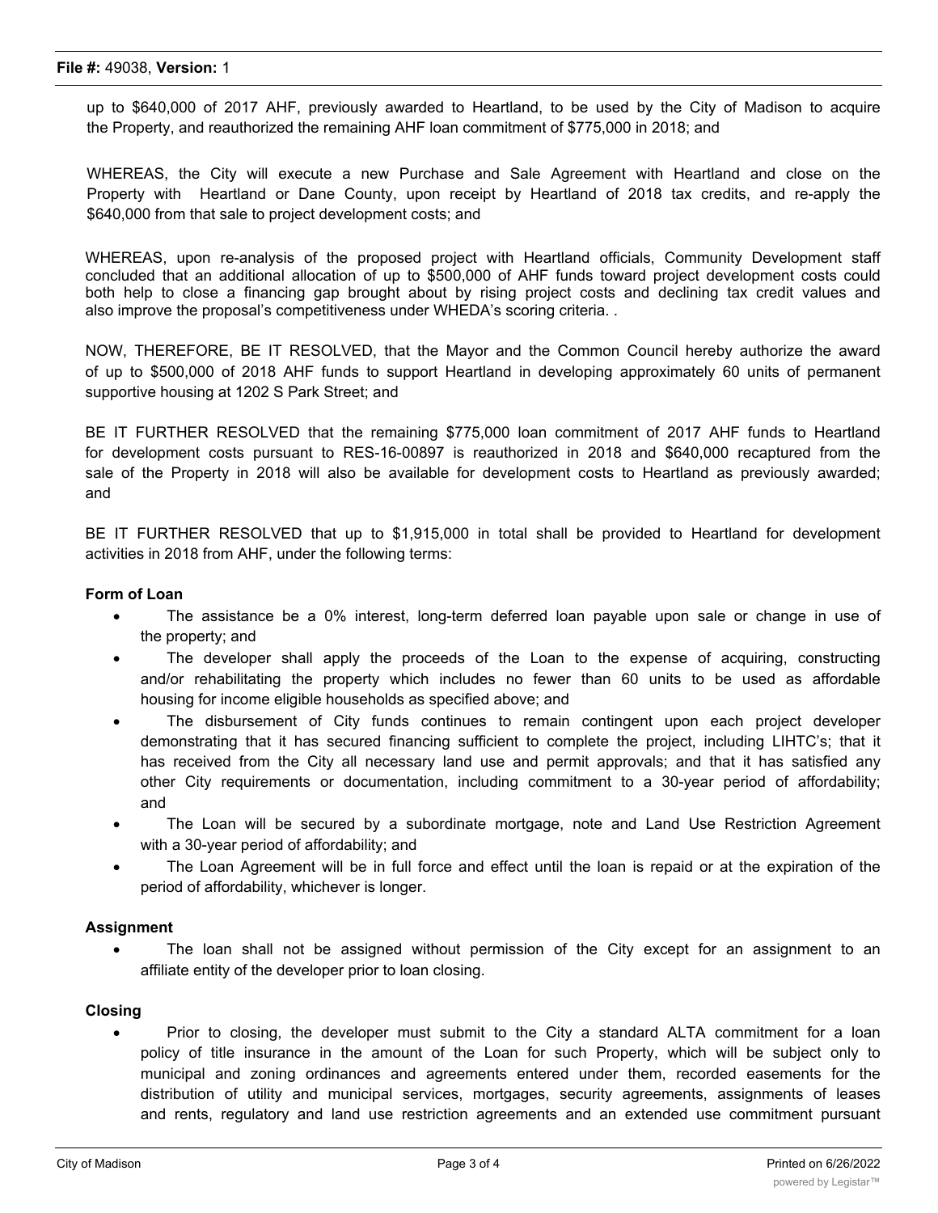up to $640,000 of 2017 AHF, previously awarded to Heartland, to be used by the City of Madison to acquire the Property, and reauthorized the remaining AHF loan commitment of $775,000 in 2018; and

WHEREAS, the City will execute a new Purchase and Sale Agreement with Heartland and close on the Property with Heartland or Dane County, upon receipt by Heartland of 2018 tax credits, and re-apply the $640,000 from that sale to project development costs; and

WHEREAS, upon re-analysis of the proposed project with Heartland officials, Community Development staff concluded that an additional allocation of up to $500,000 of AHF funds toward project development costs could both help to close a financing gap brought about by rising project costs and declining tax credit values and also improve the proposal's competitiveness under WHEDA's scoring criteria. .

NOW, THEREFORE, BE IT RESOLVED, that the Mayor and the Common Council hereby authorize the award of up to $500,000 of 2018 AHF funds to support Heartland in developing approximately 60 units of permanent supportive housing at 1202 S Park Street; and

BE IT FURTHER RESOLVED that the remaining $775,000 loan commitment of 2017 AHF funds to Heartland for development costs pursuant to RES-16-00897 is reauthorized in 2018 and $640,000 recaptured from the sale of the Property in 2018 will also be available for development costs to Heartland as previously awarded; and

BE IT FURTHER RESOLVED that up to $1,915,000 in total shall be provided to Heartland for development activities in 2018 from AHF, under the following terms:

**Form of Loan**

- The assistance be a 0% interest, long-term deferred loan payable upon sale or change in use of the property; and
- The developer shall apply the proceeds of the Loan to the expense of acquiring, constructing and/or rehabilitating the property which includes no fewer than 60 units to be used as affordable housing for income eligible households as specified above; and
- The disbursement of City funds continues to remain contingent upon each project developer demonstrating that it has secured financing sufficient to complete the project, including LIHTC's; that it has received from the City all necessary land use and permit approvals; and that it has satisfied any other City requirements or documentation, including commitment to a 30-year period of affordability; and
- The Loan will be secured by a subordinate mortgage, note and Land Use Restriction Agreement with a 30-year period of affordability; and
- The Loan Agreement will be in full force and effect until the loan is repaid or at the expiration of the period of affordability, whichever is longer.

**Assignment**

- The loan shall not be assigned without permission of the City except for an assignment to an affiliate entity of the developer prior to loan closing.

**Closing**

- Prior to closing, the developer must submit to the City a standard ALTA commitment for a loan policy of title insurance in the amount of the Loan for such Property, which will be subject only to municipal and zoning ordinances and agreements entered under them, recorded easements for the distribution of utility and municipal services, mortgages, security agreements, assignments of leases and rents, regulatory and land use restriction agreements and an extended use commitment pursuant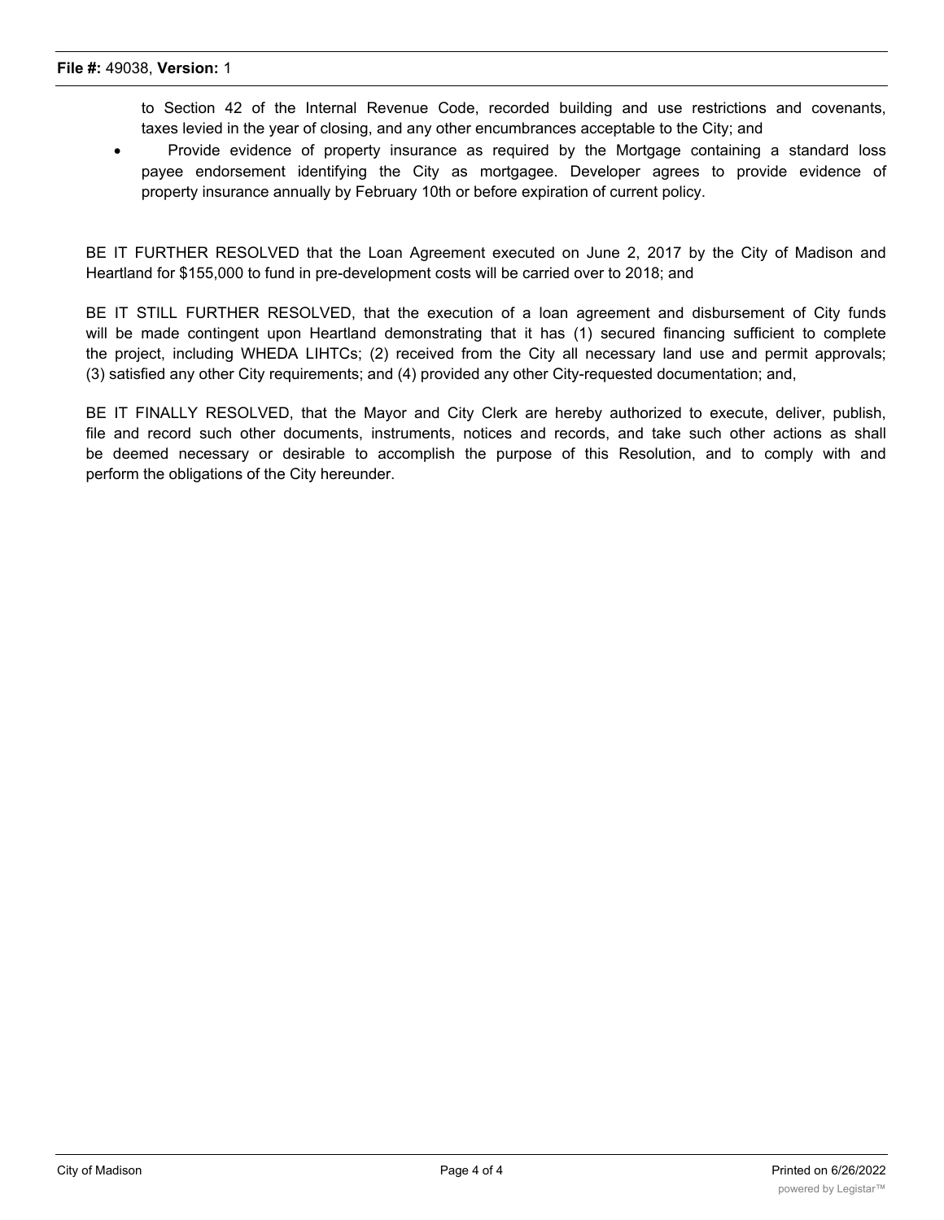to Section 42 of the Internal Revenue Code, recorded building and use restrictions and covenants, taxes levied in the year of closing, and any other encumbrances acceptable to the City; and

- Provide evidence of property insurance as required by the Mortgage containing a standard loss payee endorsement identifying the City as mortgagee. Developer agrees to provide evidence of property insurance annually by February 10th or before expiration of current policy.

BE IT FURTHER RESOLVED that the Loan Agreement executed on June 2, 2017 by the City of Madison and Heartland for $155,000 to fund in pre-development costs will be carried over to 2018; and

BE IT STILL FURTHER RESOLVED, that the execution of a loan agreement and disbursement of City funds will be made contingent upon Heartland demonstrating that it has (1) secured financing sufficient to complete the project, including WHEDA LIHTCs; (2) received from the City all necessary land use and permit approvals; (3) satisfied any other City requirements; and (4) provided any other City-requested documentation; and,

BE IT FINALLY RESOLVED, that the Mayor and City Clerk are hereby authorized to execute, deliver, publish, file and record such other documents, instruments, notices and records, and take such other actions as shall be deemed necessary or desirable to accomplish the purpose of this Resolution, and to comply with and perform the obligations of the City hereunder.